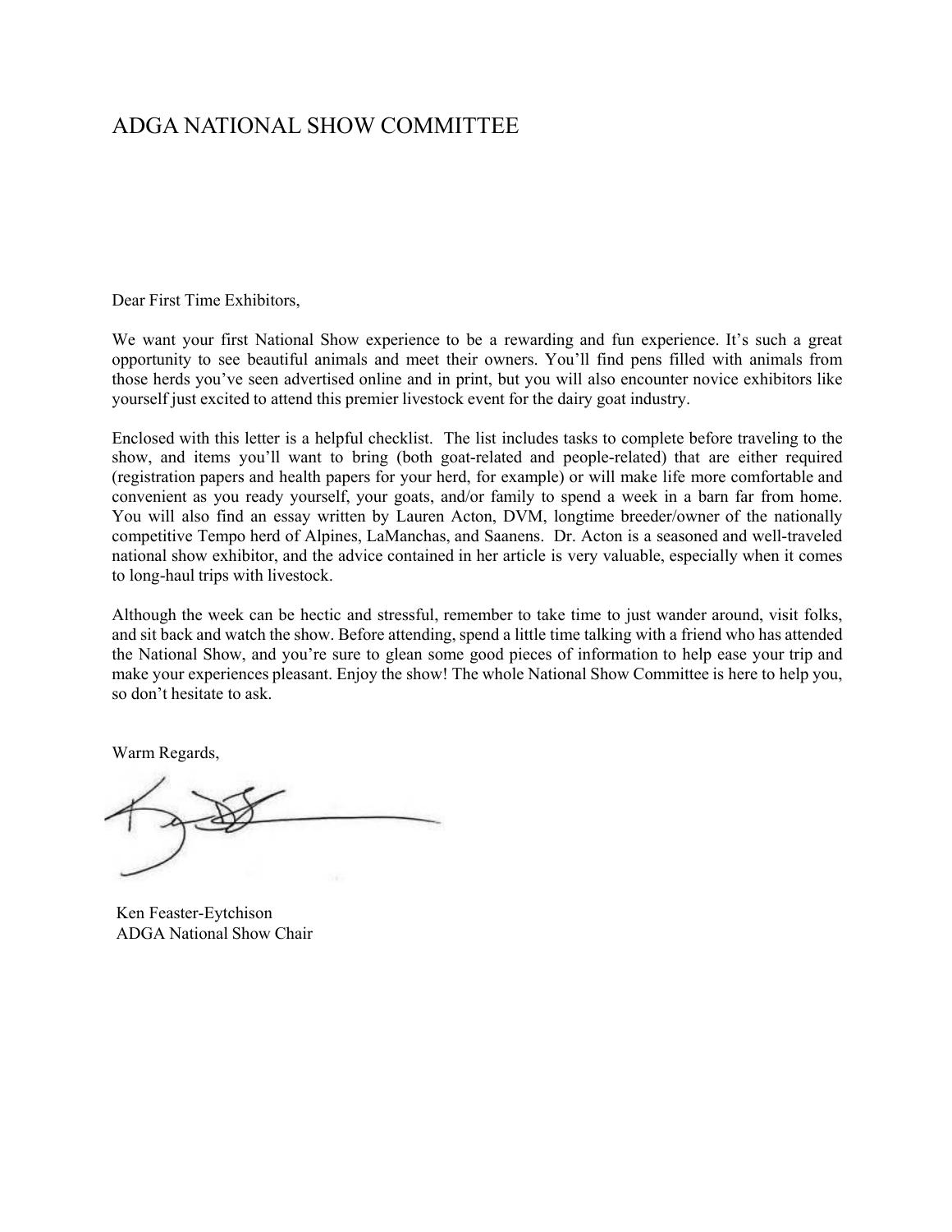# ADGA NATIONAL SHOW COMMITTEE

Dear First Time Exhibitors,

We want your first National Show experience to be a rewarding and fun experience. It's such a great opportunity to see beautiful animals and meet their owners. You'll find pens filled with animals from those herds you've seen advertised online and in print, but you will also encounter novice exhibitors like yourself just excited to attend this premier livestock event for the dairy goat industry.

Enclosed with this letter is a helpful checklist. The list includes tasks to complete before traveling to the show, and items you'll want to bring (both goat-related and people-related) that are either required (registration papers and health papers for your herd, for example) or will make life more comfortable and convenient as you ready yourself, your goats, and/or family to spend a week in a barn far from home. You will also find an essay written by Lauren Acton, DVM, longtime breeder/owner of the nationally competitive Tempo herd of Alpines, LaManchas, and Saanens. Dr. Acton is a seasoned and well-traveled national show exhibitor, and the advice contained in her article is very valuable, especially when it comes to long-haul trips with livestock.

Although the week can be hectic and stressful, remember to take time to just wander around, visit folks, and sit back and watch the show. Before attending, spend a little time talking with a friend who has attended the National Show, and you're sure to glean some good pieces of information to help ease your trip and make your experiences pleasant. Enjoy the show! The whole National Show Committee is here to help you, so don't hesitate to ask.

Warm Regards,

Ken Feaster-Eytchison
ADGA National Show Chair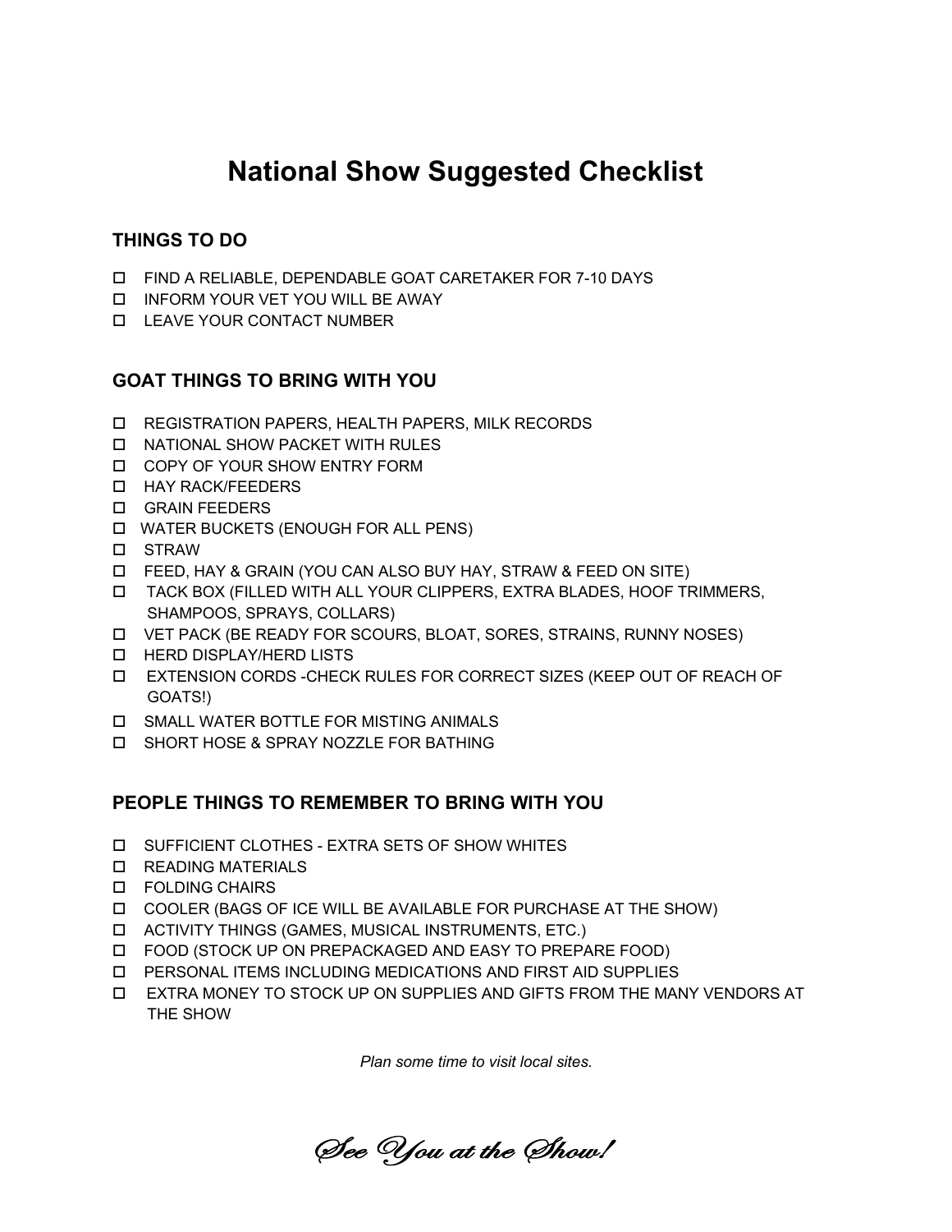# National Show Suggested Checklist

## THINGS TO DO

- ☐ FIND A RELIABLE, DEPENDABLE GOAT CARETAKER FOR 7-10 DAYS
- ☐ INFORM YOUR VET YOU WILL BE AWAY
- ☐ LEAVE YOUR CONTACT NUMBER

## GOAT THINGS TO BRING WITH YOU

- ☐ REGISTRATION PAPERS, HEALTH PAPERS, MILK RECORDS
- ☐ NATIONAL SHOW PACKET WITH RULES
- ☐ COPY OF YOUR SHOW ENTRY FORM
- ☐ HAY RACK/FEEDERS
- ☐ GRAIN FEEDERS
- ☐ WATER BUCKETS (ENOUGH FOR ALL PENS)
- ☐ STRAW
- ☐ FEED, HAY & GRAIN (YOU CAN ALSO BUY HAY, STRAW & FEED ON SITE)
- ☐ TACK BOX (FILLED WITH ALL YOUR CLIPPERS, EXTRA BLADES, HOOF TRIMMERS, SHAMPOOS, SPRAYS, COLLARS)
- ☐ VET PACK (BE READY FOR SCOURS, BLOAT, SORES, STRAINS, RUNNY NOSES)
- ☐ HERD DISPLAY/HERD LISTS
- ☐ EXTENSION CORDS -CHECK RULES FOR CORRECT SIZES (KEEP OUT OF REACH OF GOATS!)
- ☐ SMALL WATER BOTTLE FOR MISTING ANIMALS
- ☐ SHORT HOSE & SPRAY NOZZLE FOR BATHING

## PEOPLE THINGS TO REMEMBER TO BRING WITH YOU

- ☐ SUFFICIENT CLOTHES - EXTRA SETS OF SHOW WHITES
- ☐ READING MATERIALS
- ☐ FOLDING CHAIRS
- ☐ COOLER (BAGS OF ICE WILL BE AVAILABLE FOR PURCHASE AT THE SHOW)
- ☐ ACTIVITY THINGS (GAMES, MUSICAL INSTRUMENTS, ETC.)
- ☐ FOOD (STOCK UP ON PREPACKAGED AND EASY TO PREPARE FOOD)
- ☐ PERSONAL ITEMS INCLUDING MEDICATIONS AND FIRST AID SUPPLIES
- ☐ EXTRA MONEY TO STOCK UP ON SUPPLIES AND GIFTS FROM THE MANY VENDORS AT THE SHOW

*Plan some time to visit local sites.*

*See You at the Show!*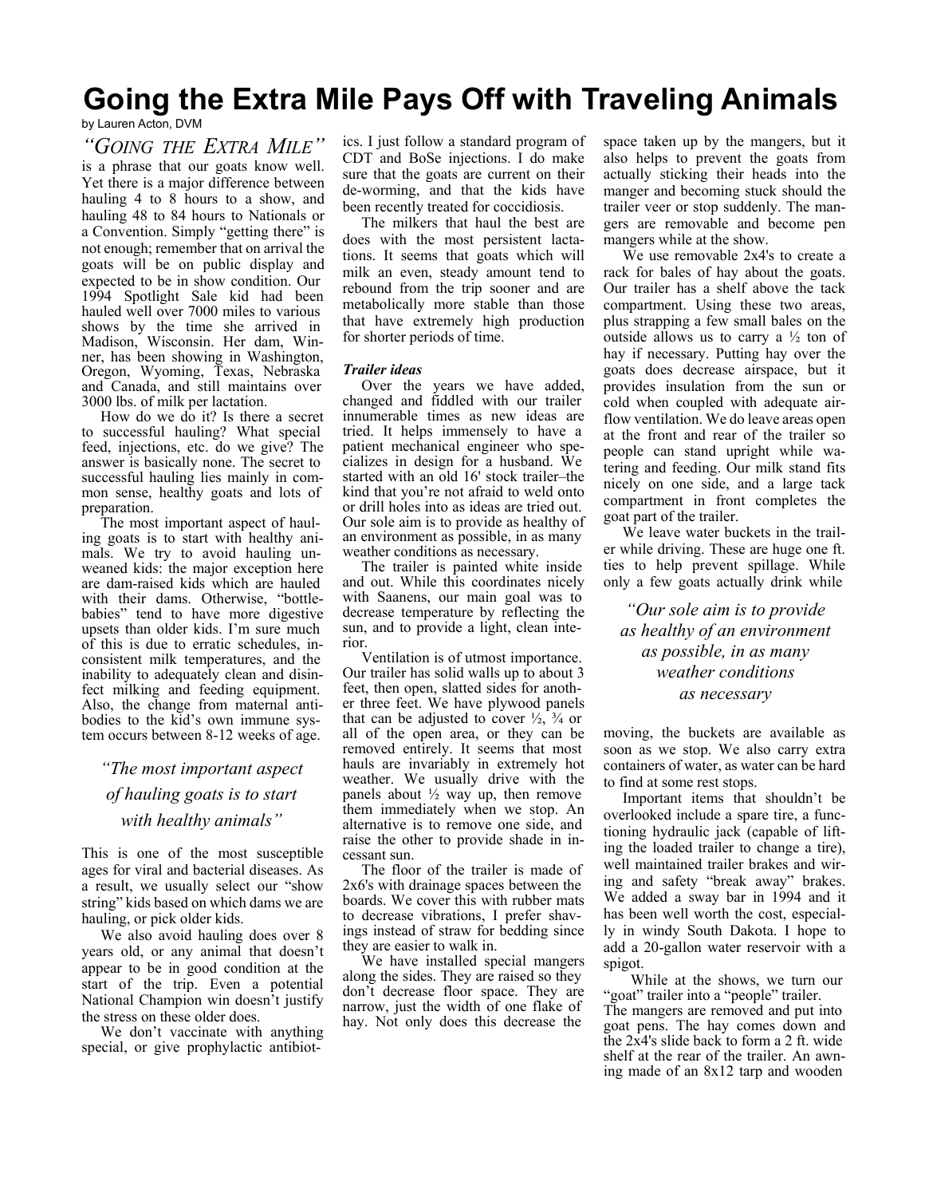# Going the Extra Mile Pays Off with Traveling Animals

by Lauren Acton, DVM

*"GOING THE EXTRA MILE"* is a phrase that our goats know well. Yet there is a major difference between hauling 4 to 8 hours to a show, and hauling 48 to 84 hours to Nationals or a Convention. Simply "getting there" is not enough; remember that on arrival the goats will be on public display and expected to be in show condition. Our 1994 Spotlight Sale kid had been hauled well over 7000 miles to various shows by the time she arrived in Madison, Wisconsin. Her dam, Winner, has been showing in Washington, Oregon, Wyoming, Texas, Nebraska and Canada, and still maintains over 3000 lbs. of milk per lactation.

How do we do it? Is there a secret to successful hauling? What special feed, injections, etc. do we give? The answer is basically none. The secret to successful hauling lies mainly in common sense, healthy goats and lots of preparation.

The most important aspect of hauling goats is to start with healthy animals. We try to avoid hauling unweaned kids: the major exception here are dam-raised kids which are hauled with their dams. Otherwise, "bottle-babies" tend to have more digestive upsets than older kids. I'm sure much of this is due to erratic schedules, inconsistent milk temperatures, and the inability to adequately clean and disinfect milking and feeding equipment. Also, the change from maternal antibodies to the kid's own immune system occurs between 8-12 weeks of age.

> *"The most important aspect of hauling goats is to start with healthy animals"*

This is one of the most susceptible ages for viral and bacterial diseases. As a result, we usually select our "show string" kids based on which dams we are hauling, or pick older kids.

We also avoid hauling does over 8 years old, or any animal that doesn't appear to be in good condition at the start of the trip. Even a potential National Champion win doesn't justify the stress on these older does.

We don't vaccinate with anything special, or give prophylactic antibiotics. I just follow a standard program of CDT and BoSe injections. I do make sure that the goats are current on their de-worming, and that the kids have been recently treated for coccidiosis.

The milkers that haul the best are does with the most persistent lactations. It seems that goats which will milk an even, steady amount tend to rebound from the trip sooner and are metabolically more stable than those that have extremely high production for shorter periods of time.

### *Trailer ideas*

Over the years we have added, changed and fiddled with our trailer innumerable times as new ideas are tried. It helps immensely to have a patient mechanical engineer who specializes in design for a husband. We started with an old 16' stock trailer–the kind that you're not afraid to weld onto or drill holes into as ideas are tried out. Our sole aim is to provide as healthy of an environment as possible, in as many weather conditions as necessary.

The trailer is painted white inside and out. While this coordinates nicely with Saanens, our main goal was to decrease temperature by reflecting the sun, and to provide a light, clean interior.

Ventilation is of utmost importance. Our trailer has solid walls up to about 3 feet, then open, slatted sides for another three feet. We have plywood panels that can be adjusted to cover ½, ¾ or all of the open area, or they can be removed entirely. It seems that most hauls are invariably in extremely hot weather. We usually drive with the panels about ½ way up, then remove them immediately when we stop. An alternative is to remove one side, and raise the other to provide shade in incessant sun.

The floor of the trailer is made of 2x6's with drainage spaces between the boards. We cover this with rubber mats to decrease vibrations, I prefer shavings instead of straw for bedding since they are easier to walk in.

We have installed special mangers along the sides. They are raised so they don't decrease floor space. They are narrow, just the width of one flake of hay. Not only does this decrease the space taken up by the mangers, but it also helps to prevent the goats from actually sticking their heads into the manger and becoming stuck should the trailer veer or stop suddenly. The mangers are removable and become pen mangers while at the show.

We use removable 2x4's to create a rack for bales of hay about the goats. Our trailer has a shelf above the tack compartment. Using these two areas, plus strapping a few small bales on the outside allows us to carry a ½ ton of hay if necessary. Putting hay over the goats does decrease airspace, but it provides insulation from the sun or cold when coupled with adequate airflow ventilation. We do leave areas open at the front and rear of the trailer so people can stand upright while watering and feeding. Our milk stand fits nicely on one side, and a large tack compartment in front completes the goat part of the trailer.

We leave water buckets in the trailer while driving. These are huge one ft. ties to help prevent spillage. While only a few goats actually drink while moving, the buckets are available as soon as we stop. We also carry extra containers of water, as water can be hard to find at some rest stops.

> *"Our sole aim is to provide as healthy of an environment as possible, in as many weather conditions as necessary*

Important items that shouldn't be overlooked include a spare tire, a functioning hydraulic jack (capable of lifting the loaded trailer to change a tire), well maintained trailer brakes and wiring and safety "break away" brakes. We added a sway bar in 1994 and it has been well worth the cost, especially in windy South Dakota. I hope to add a 20-gallon water reservoir with a spigot.

While at the shows, we turn our "goat" trailer into a "people" trailer. The mangers are removed and put into goat pens. The hay comes down and the 2x4's slide back to form a 2 ft. wide shelf at the rear of the trailer. An awning made of an 8x12 tarp and wooden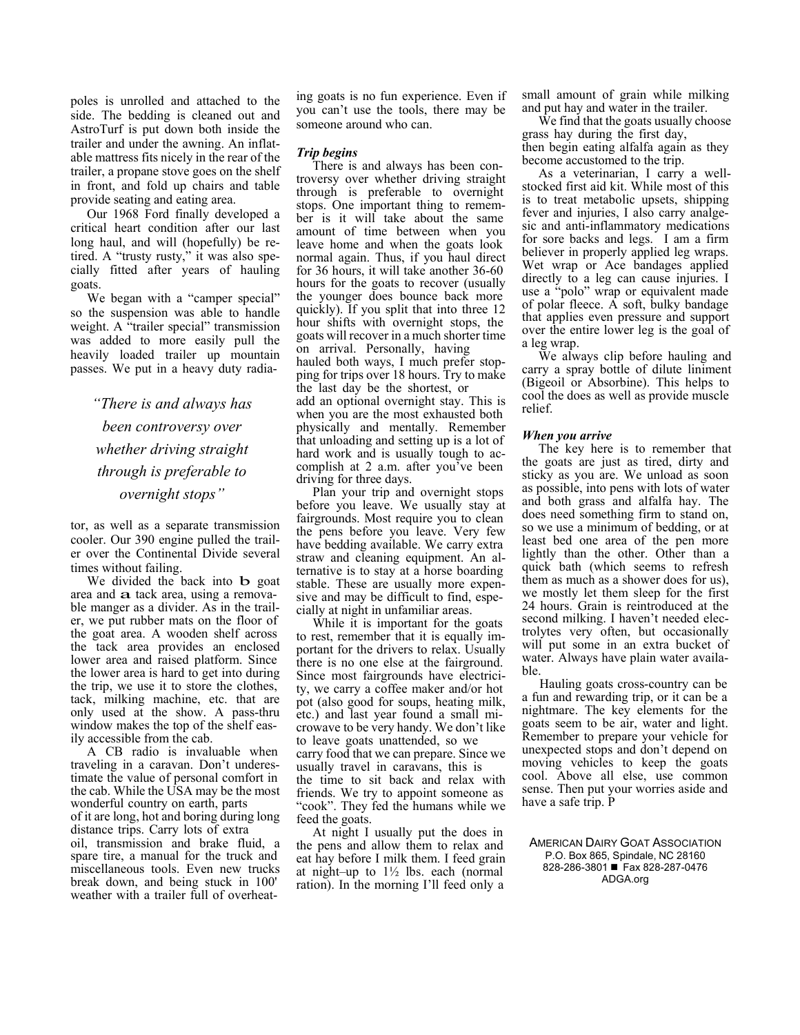poles is unrolled and attached to the side. The bedding is cleaned out and AstroTurf is put down both inside the trailer and under the awning. An inflatable mattress fits nicely in the rear of the trailer, a propane stove goes on the shelf in front, and fold up chairs and table provide seating and eating area.

Our 1968 Ford finally developed a critical heart condition after our last long haul, and will (hopefully) be retired. A "trusty rusty," it was also specially fitted after years of hauling goats.

We began with a "camper special" so the suspension was able to handle weight. A "trailer special" transmission was added to more easily pull the heavily loaded trailer up mountain passes. We put in a heavy duty radiator, as well as a separate transmission cooler. Our 390 engine pulled the trailer over the Continental Divide several times without failing.

> *"There is and always has been controversy over whether driving straight through is preferable to overnight stops"*

We divided the back into b goat area and a tack area, using a removable manger as a divider. As in the trailer, we put rubber mats on the floor of the goat area. A wooden shelf across the tack area provides an enclosed lower area and raised platform. Since the lower area is hard to get into during the trip, we use it to store the clothes, tack, milking machine, etc. that are only used at the show. A pass-thru window makes the top of the shelf easily accessible from the cab.

A CB radio is invaluable when traveling in a caravan. Don't underestimate the value of personal comfort in the cab. While the USA may be the most wonderful country on earth, parts of it are long, hot and boring during long distance trips. Carry lots of extra oil, transmission and brake fluid, a spare tire, a manual for the truck and miscellaneous tools. Even new trucks break down, and being stuck in 100' weather with a trailer full of overheating goats is no fun experience. Even if you can't use the tools, there may be someone around who can.

### *Trip begins*

There is and always has been controversy over whether driving straight through is preferable to overnight stops. One important thing to remember is it will take about the same amount of time between when you leave home and when the goats look normal again. Thus, if you haul direct for 36 hours, it will take another 36-60 hours for the goats to recover (usually the younger does bounce back more quickly). If you split that into three 12 hour shifts with overnight stops, the goats will recover in a much shorter time on arrival. Personally, having hauled both ways, I much prefer stopping for trips over 18 hours. Try to make the last day be the shortest, or add an optional overnight stay. This is when you are the most exhausted both physically and mentally. Remember that unloading and setting up is a lot of hard work and is usually tough to accomplish at 2 a.m. after you've been driving for three days.

Plan your trip and overnight stops before you leave. We usually stay at fairgrounds. Most require you to clean the pens before you leave. Very few have bedding available. We carry extra straw and cleaning equipment. An alternative is to stay at a horse boarding stable. These are usually more expensive and may be difficult to find, especially at night in unfamiliar areas.

While it is important for the goats to rest, remember that it is equally important for the drivers to relax. Usually there is no one else at the fairground. Since most fairgrounds have electricity, we carry a coffee maker and/or hot pot (also good for soups, heating milk, etc.) and last year found a small microwave to be very handy. We don't like to leave goats unattended, so we carry food that we can prepare. Since we usually travel in caravans, this is the time to sit back and relax with friends. We try to appoint someone as "cook". They fed the humans while we feed the goats.

At night I usually put the does in the pens and allow them to relax and eat hay before I milk them. I feed grain at night–up to 1½ lbs. each (normal ration). In the morning I'll feed only a small amount of grain while milking and put hay and water in the trailer.

We find that the goats usually choose grass hay during the first day, then begin eating alfalfa again as they become accustomed to the trip.

As a veterinarian, I carry a well-stocked first aid kit. While most of this is to treat metabolic upsets, shipping fever and injuries, I also carry analgesic and anti-inflammatory medications for sore backs and legs. I am a firm believer in properly applied leg wraps. Wet wrap or Ace bandages applied directly to a leg can cause injuries. I use a "polo" wrap or equivalent made of polar fleece. A soft, bulky bandage that applies even pressure and support over the entire lower leg is the goal of a leg wrap.

We always clip before hauling and carry a spray bottle of dilute liniment (Bigeoil or Absorbine). This helps to cool the does as well as provide muscle relief.

### *When you arrive*

The key here is to remember that the goats are just as tired, dirty and sticky as you are. We unload as soon as possible, into pens with lots of water and both grass and alfalfa hay. The does need something firm to stand on, so we use a minimum of bedding, or at least bed one area of the pen more lightly than the other. Other than a quick bath (which seems to refresh them as much as a shower does for us), we mostly let them sleep for the first 24 hours. Grain is reintroduced at the second milking. I haven't needed electrolytes very often, but occasionally will put some in an extra bucket of water. Always have plain water available.

Hauling goats cross-country can be a fun and rewarding trip, or it can be a nightmare. The key elements for the goats seem to be air, water and light. Remember to prepare your vehicle for unexpected stops and don't depend on moving vehicles to keep the goats cool. Above all else, use common sense. Then put your worries aside and have a safe trip. P

American Dairy Goat Association
P.O. Box 865, Spindale, NC 28160
828-286-3801 ■ Fax 828-287-0476
ADGA.org